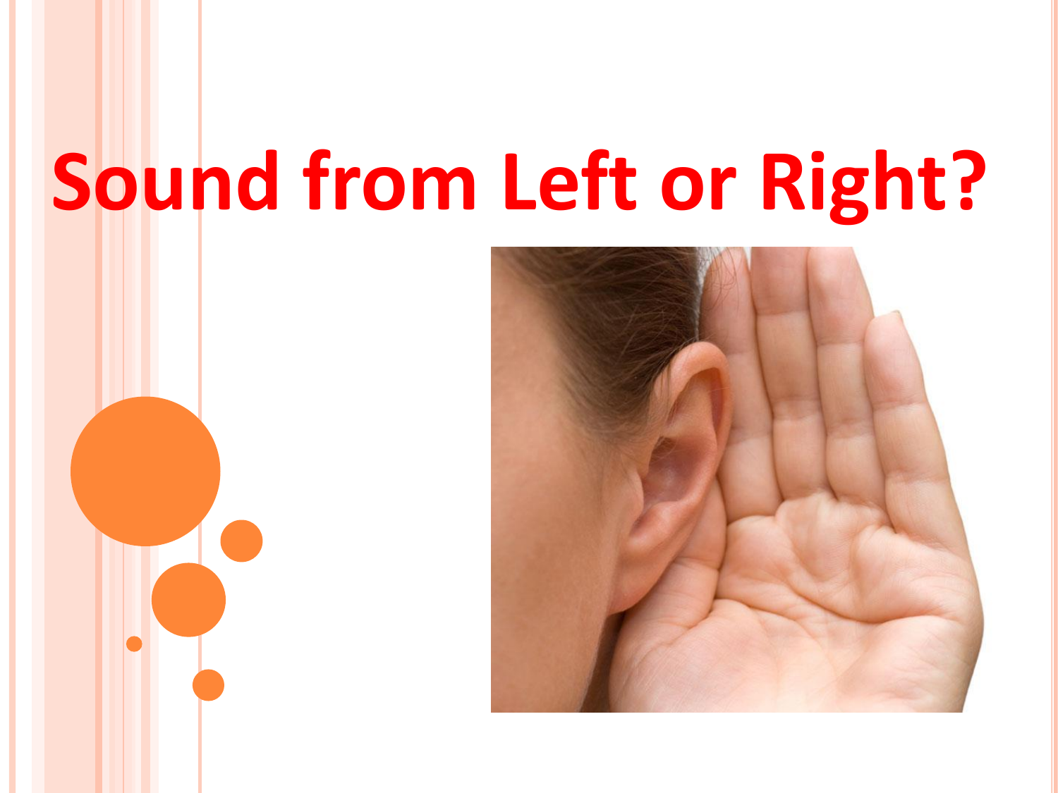# Sound from Left or Right?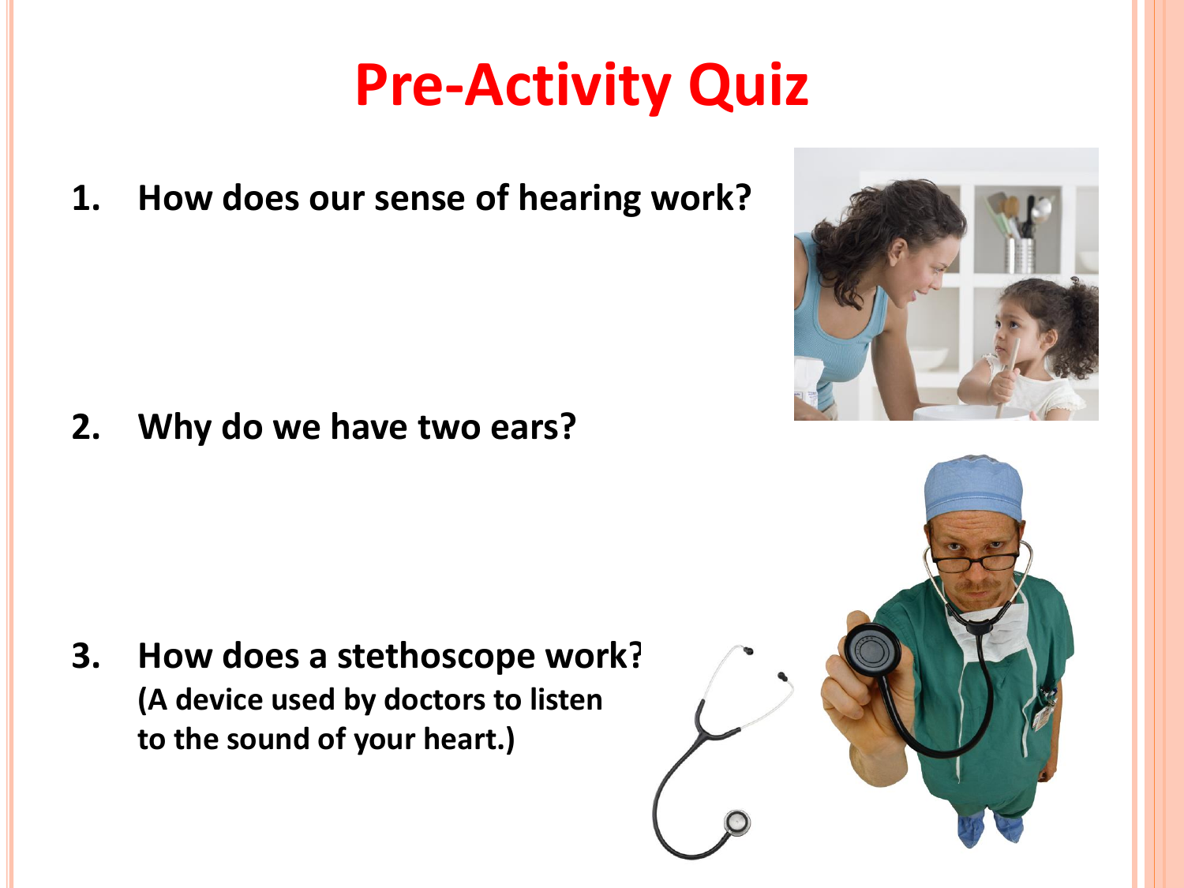# Pre-Activity Quiz

1. **How does our sense of hearing work?**

2. **Why do we have two ears?**

3. **How does a stethoscope work?**
   **(A device used by doctors to listen to the sound of your heart.)**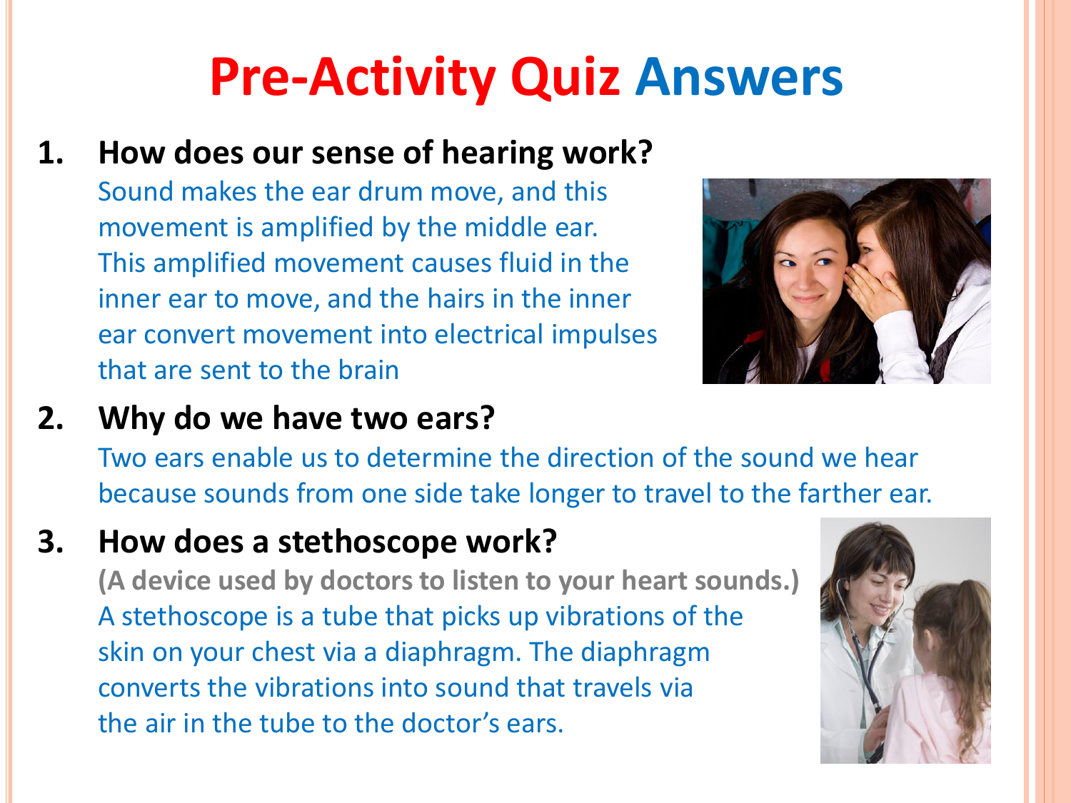# Pre-Activity Quiz Answers

1. **How does our sense of hearing work?**

   Sound makes the ear drum move, and this movement is amplified by the middle ear. This amplified movement causes fluid in the inner ear to move, and the hairs in the inner ear convert movement into electrical impulses that are sent to the brain

2. **Why do we have two ears?**

   Two ears enable us to determine the direction of the sound we hear because sounds from one side take longer to travel to the farther ear.

3. **How does a stethoscope work?**

   **(A device used by doctors to listen to your heart sounds.)**

   A stethoscope is a tube that picks up vibrations of the skin on your chest via a diaphragm. The diaphragm converts the vibrations into sound that travels via the air in the tube to the doctor's ears.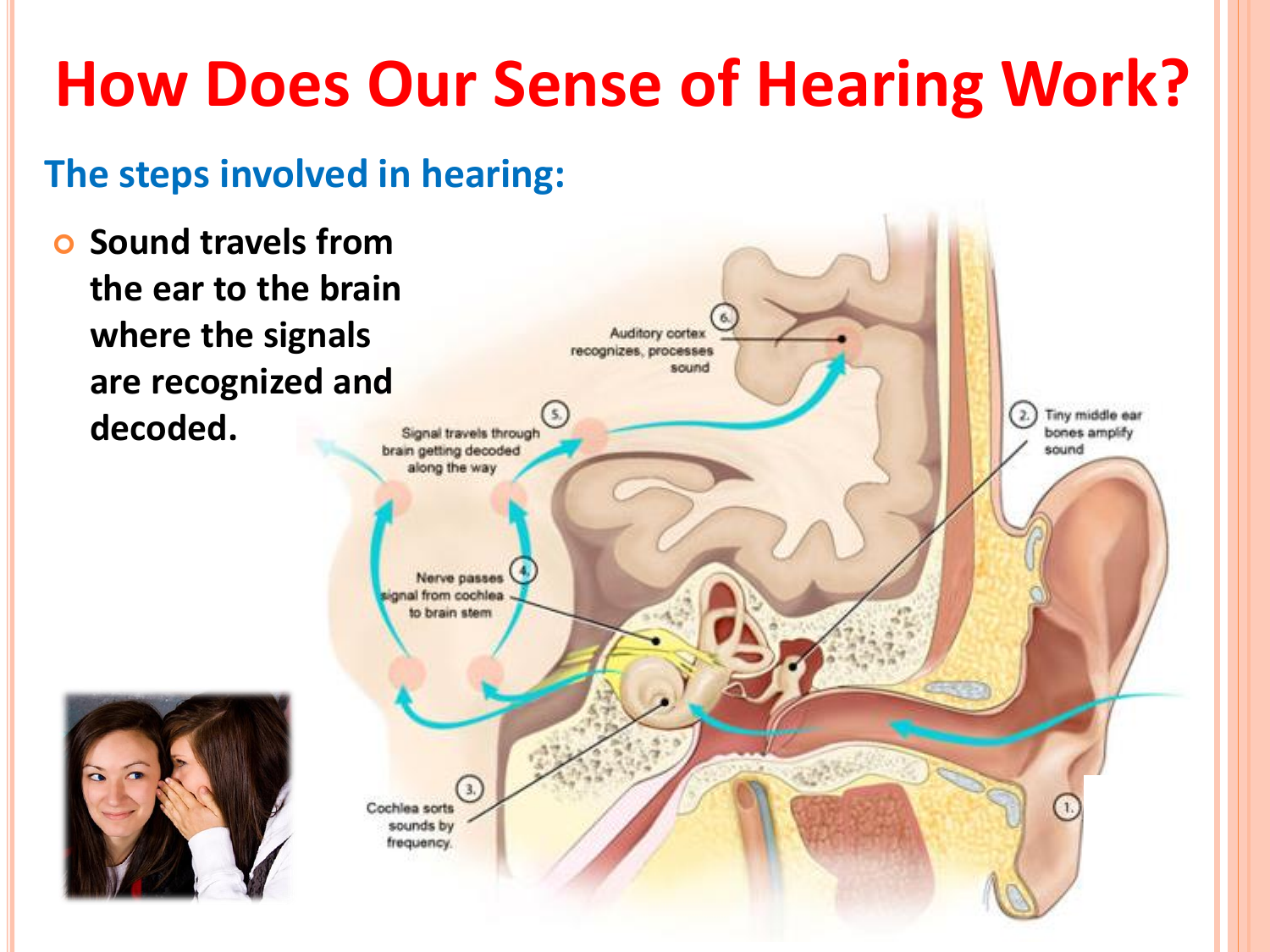# How Does Our Sense of Hearing Work?

## The steps involved in hearing:

- **Sound travels from the ear to the brain where the signals are recognized and decoded.**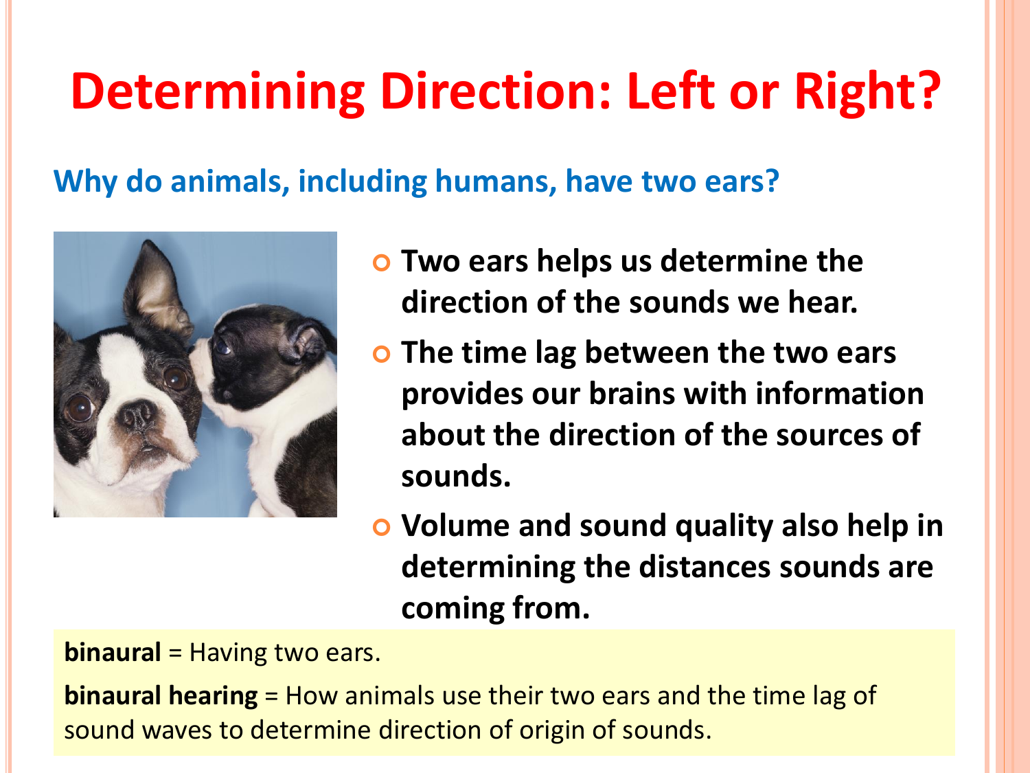# Determining Direction: Left or Right?

## Why do animals, including humans, have two ears?

- **Two ears helps us determine the direction of the sounds we hear.**
- **The time lag between the two ears provides our brains with information about the direction of the sources of sounds.**
- **Volume and sound quality also help in determining the distances sounds are coming from.**

**binaural** = Having two ears.

**binaural hearing** = How animals use their two ears and the time lag of sound waves to determine direction of origin of sounds.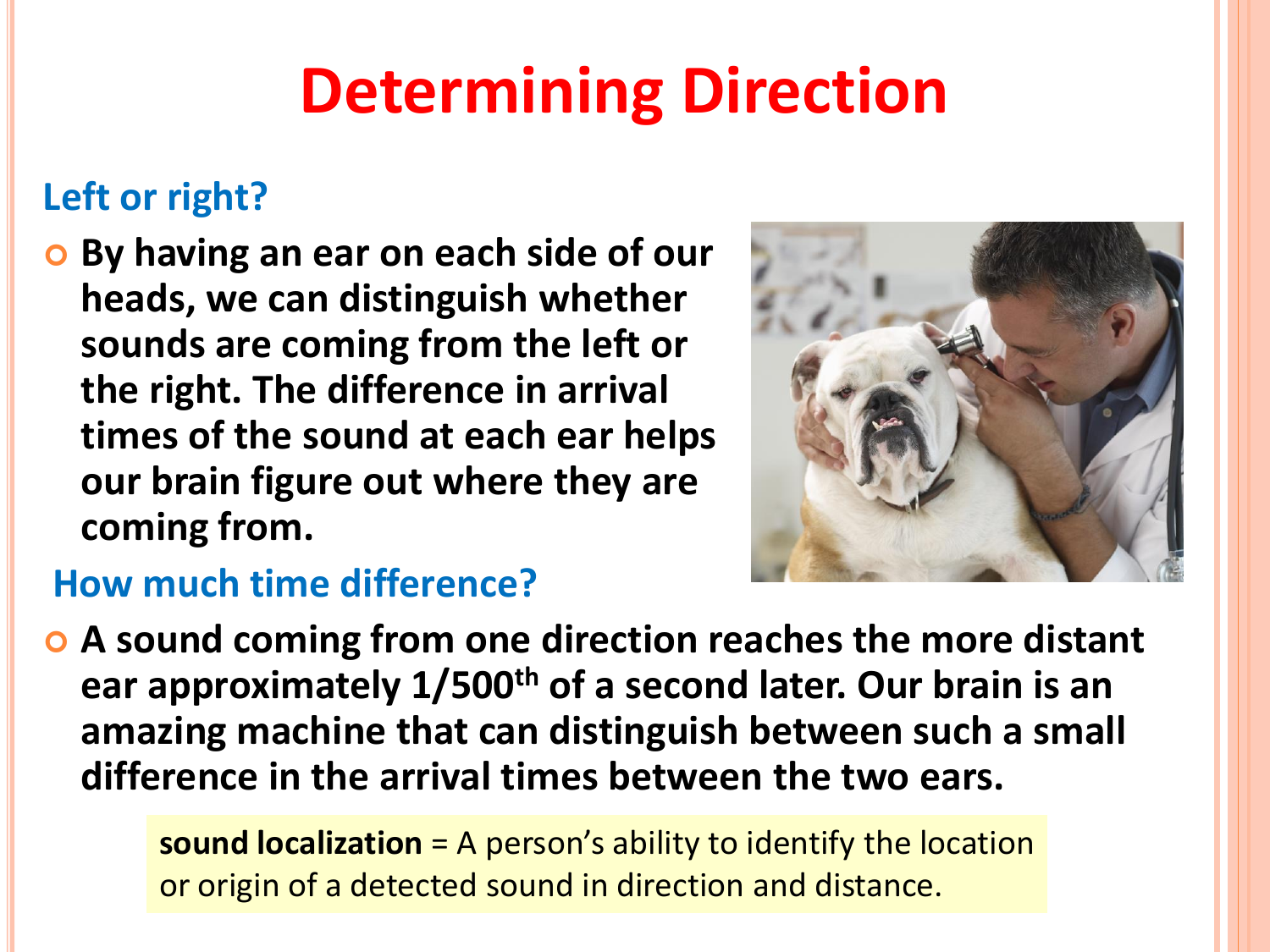# Determining Direction

## Left or right?

- By having an ear on each side of our heads, we can distinguish whether sounds are coming from the left or the right. The difference in arrival times of the sound at each ear helps our brain figure out where they are coming from.

## How much time difference?

- A sound coming from one direction reaches the more distant ear approximately $1/500^{th}$ of a second later. Our brain is an amazing machine that can distinguish between such a small difference in the arrival times between the two ears.

**sound localization** = A person's ability to identify the location or origin of a detected sound in direction and distance.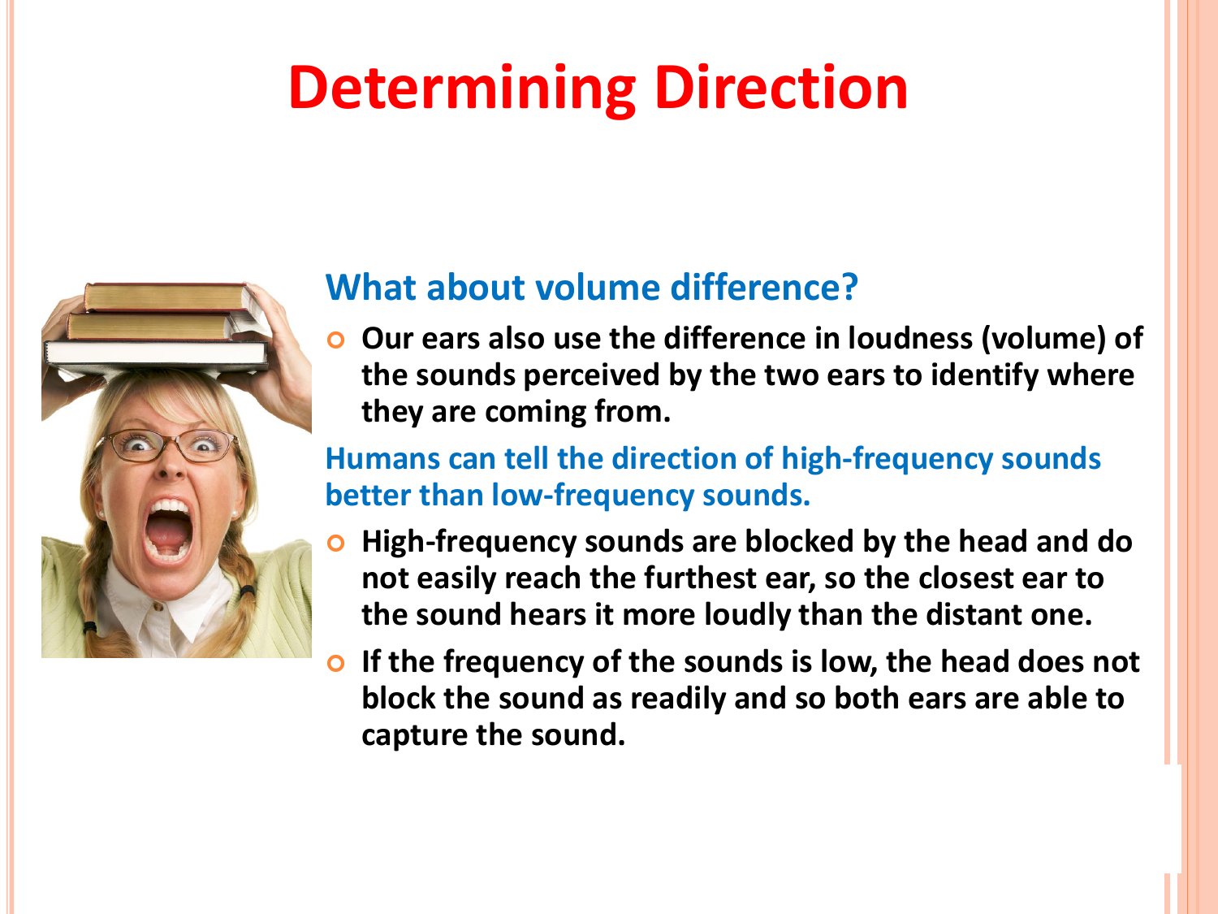# Determining Direction

## What about volume difference?

- Our ears also use the difference in loudness (volume) of the sounds perceived by the two ears to identify where they are coming from.

### Humans can tell the direction of high-frequency sounds better than low-frequency sounds.

- High-frequency sounds are blocked by the head and do not easily reach the furthest ear, so the closest ear to the sound hears it more loudly than the distant one.
- If the frequency of the sounds is low, the head does not block the sound as readily and so both ears are able to capture the sound.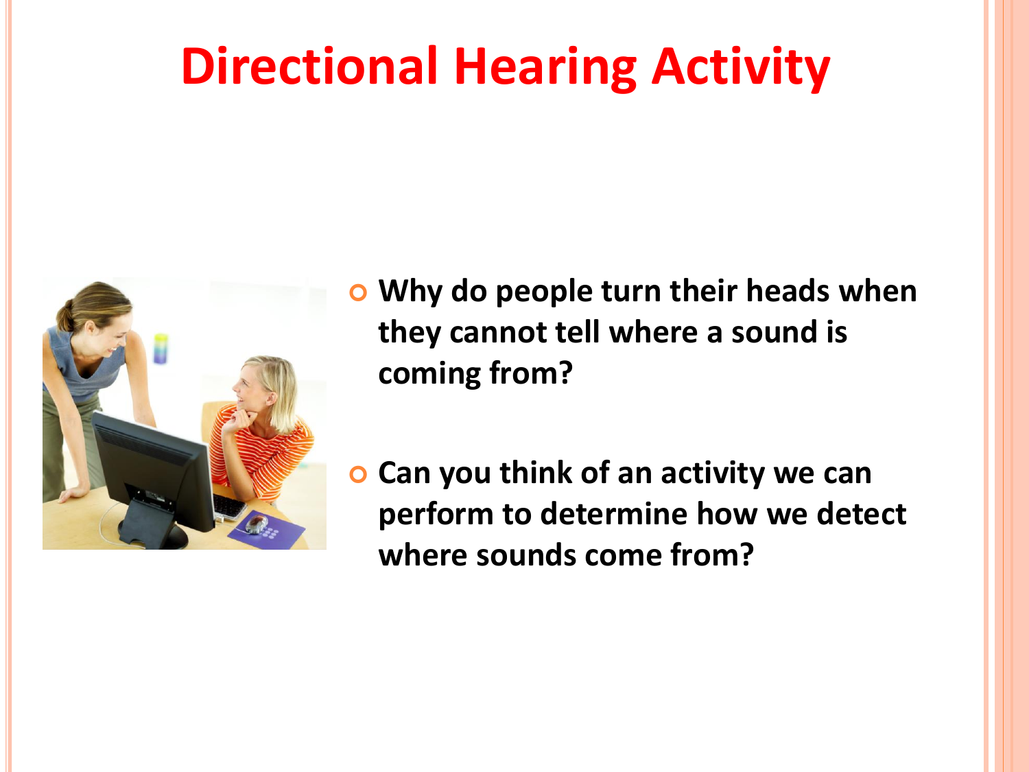# Directional Hearing Activity

- Why do people turn their heads when they cannot tell where a sound is coming from?
- Can you think of an activity we can perform to determine how we detect where sounds come from?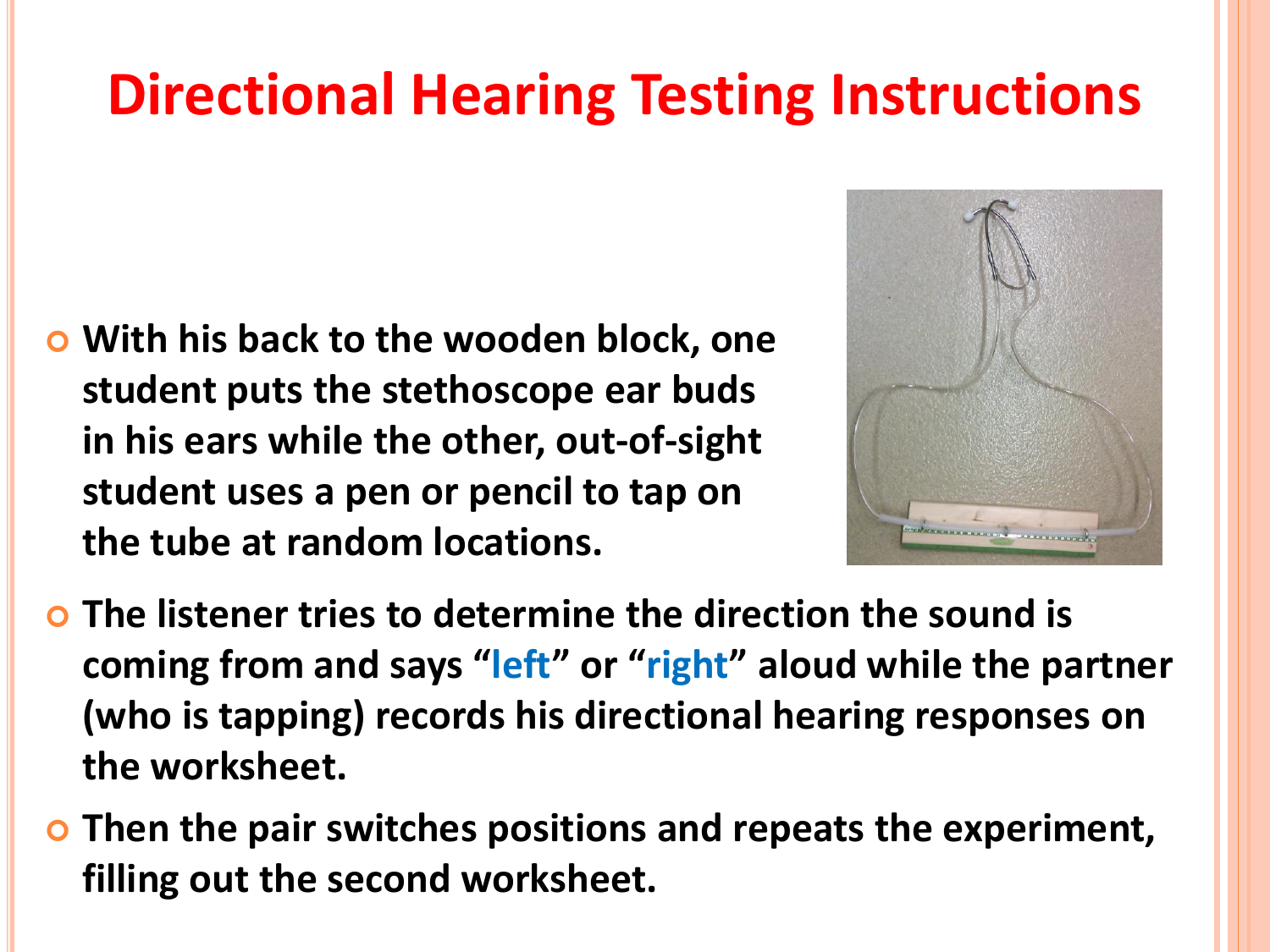# Directional Hearing Testing Instructions

- With his back to the wooden block, one student puts the stethoscope ear buds in his ears while the other, out-of-sight student uses a pen or pencil to tap on the tube at random locations.
- The listener tries to determine the direction the sound is coming from and says "left" or "right" aloud while the partner (who is tapping) records his directional hearing responses on the worksheet.
- Then the pair switches positions and repeats the experiment, filling out the second worksheet.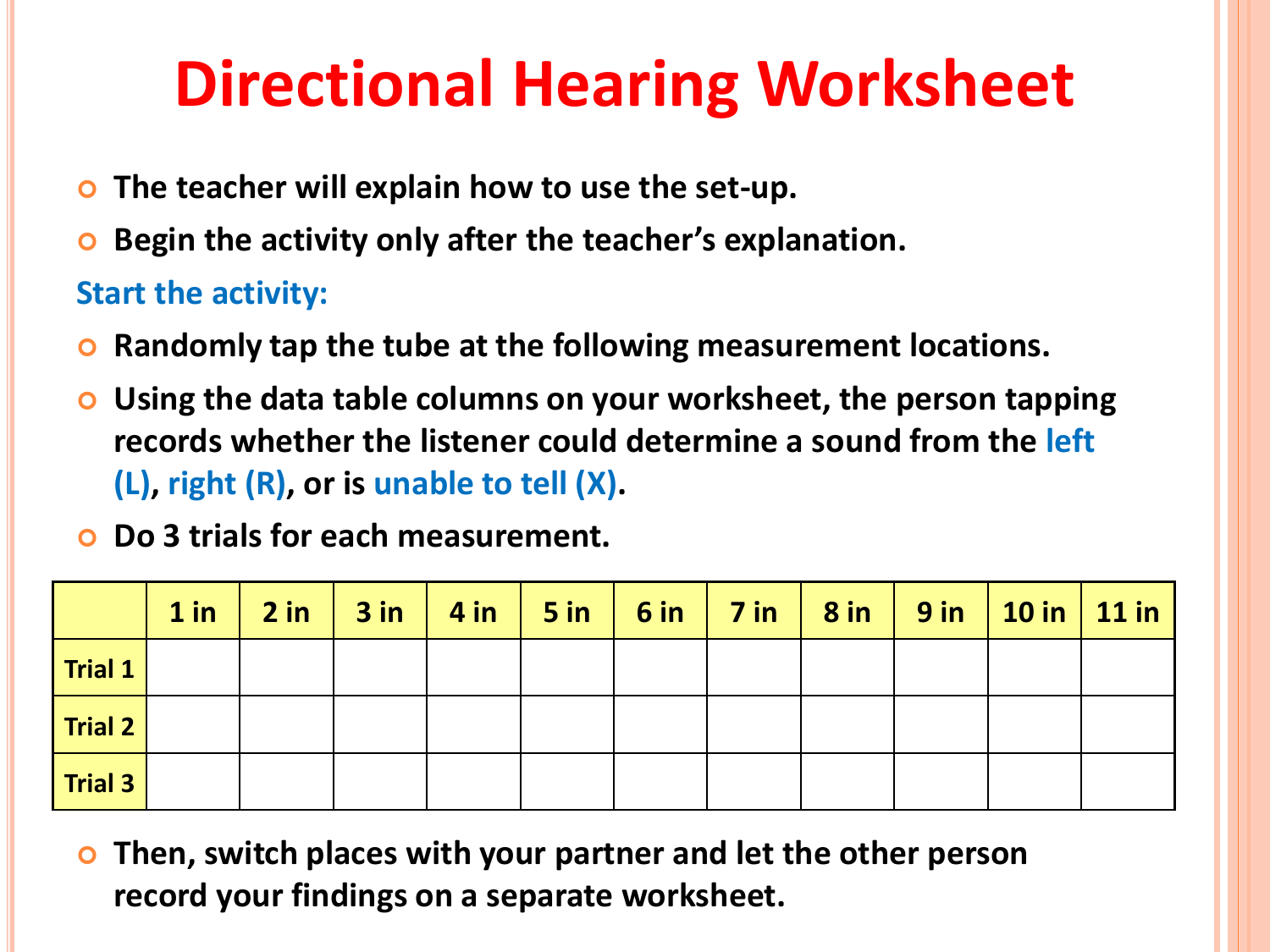# Directional Hearing Worksheet

- **The teacher will explain how to use the set-up.**
- **Begin the activity only after the teacher's explanation.**

**Start the activity:**

- **Randomly tap the tube at the following measurement locations.**
- **Using the data table columns on your worksheet, the person tapping records whether the listener could determine a sound from the left (L), right (R), or is unable to tell (X).**
- **Do 3 trials for each measurement.**

| | 1 in | 2 in | 3 in | 4 in | 5 in | 6 in | 7 in | 8 in | 9 in | 10 in | 11 in |
|---|---|---|---|---|---|---|---|---|---|---|---|
| Trial 1 | | | | | | | | | | | |
| Trial 2 | | | | | | | | | | | |
| Trial 3 | | | | | | | | | | | |

- **Then, switch places with your partner and let the other person record your findings on a separate worksheet.**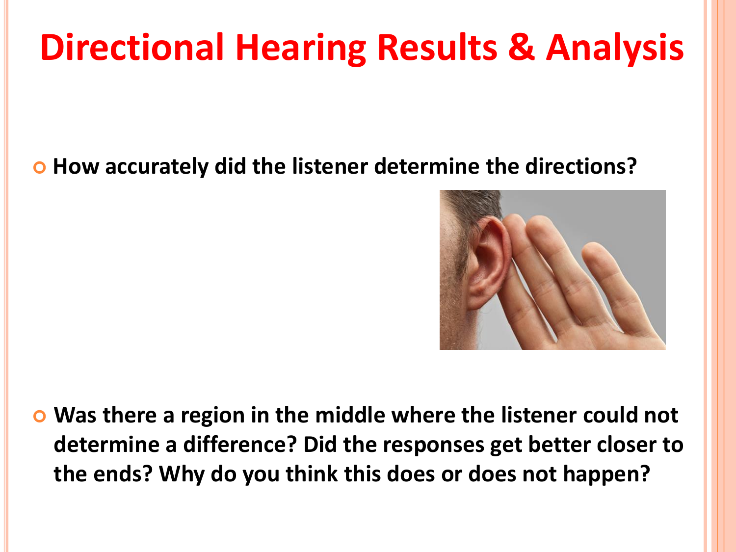# Directional Hearing Results & Analysis

- **How accurately did the listener determine the directions?**

- **Was there a region in the middle where the listener could not determine a difference? Did the responses get better closer to the ends? Why do you think this does or does not happen?**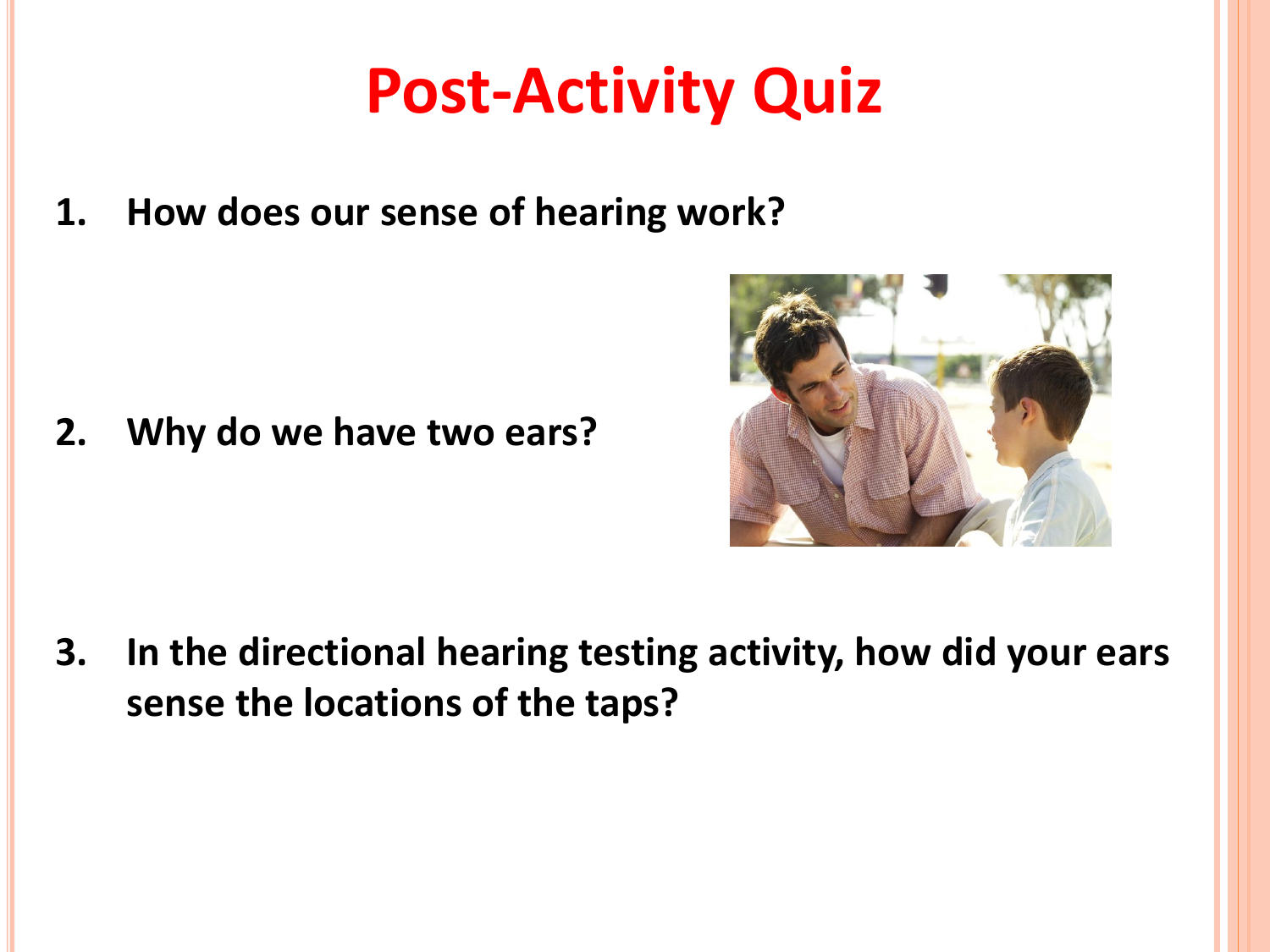# Post-Activity Quiz

1. **How does our sense of hearing work?**

2. **Why do we have two ears?**

3. **In the directional hearing testing activity, how did your ears sense the locations of the taps?**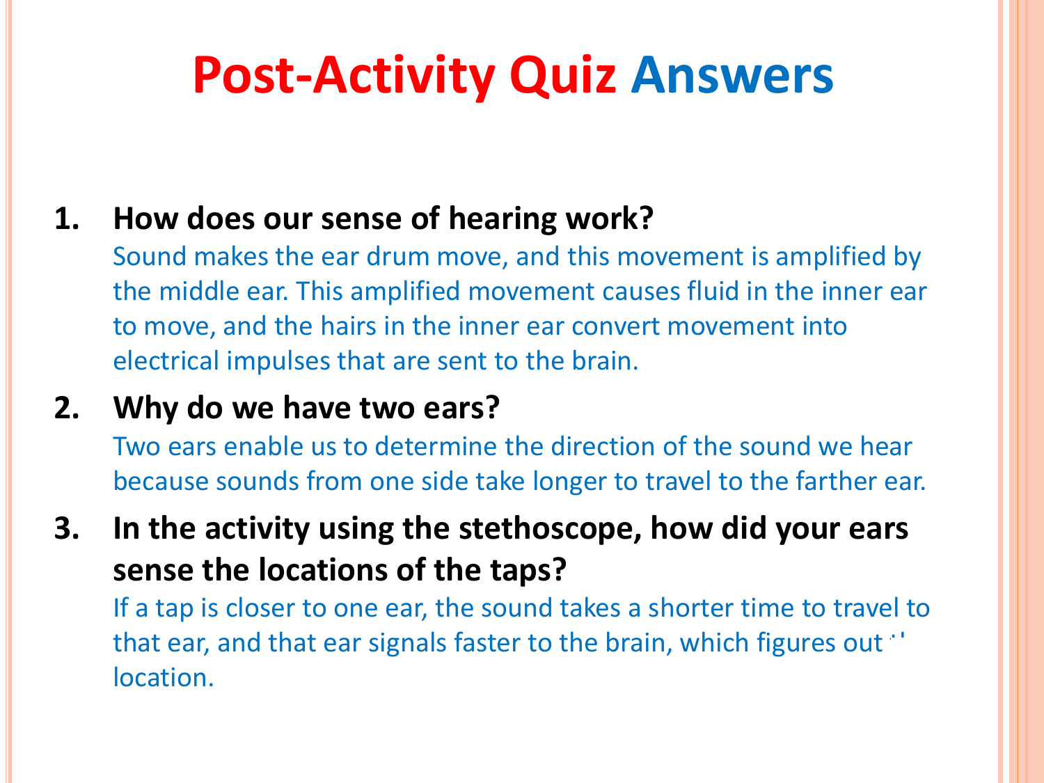# Post-Activity Quiz Answers

1. **How does our sense of hearing work?**
   Sound makes the ear drum move, and this movement is amplified by the middle ear. This amplified movement causes fluid in the inner ear to move, and the hairs in the inner ear convert movement into electrical impulses that are sent to the brain.

2. **Why do we have two ears?**
   Two ears enable us to determine the direction of the sound we hear because sounds from one side take longer to travel to the farther ear.

3. **In the activity using the stethoscope, how did your ears sense the locations of the taps?**
   If a tap is closer to one ear, the sound takes a shorter time to travel to that ear, and that ear signals faster to the brain, which figures out the location.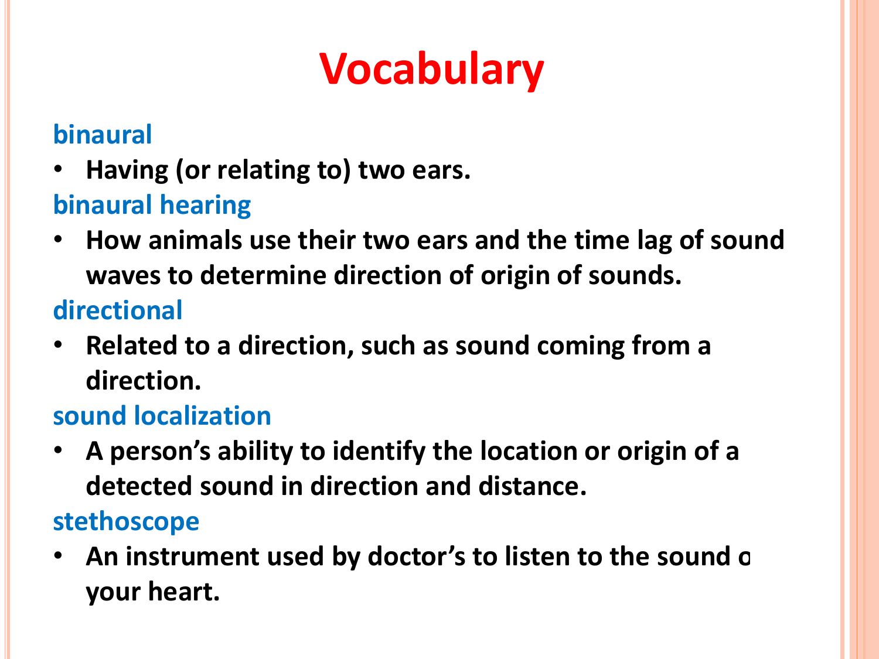# Vocabulary

**binaural**

- **Having (or relating to) two ears.**

**binaural hearing**

- **How animals use their two ears and the time lag of sound waves to determine direction of origin of sounds.**

**directional**

- **Related to a direction, such as sound coming from a direction.**

**sound localization**

- **A person's ability to identify the location or origin of a detected sound in direction and distance.**

**stethoscope**

- **An instrument used by doctor's to listen to the sound o your heart.**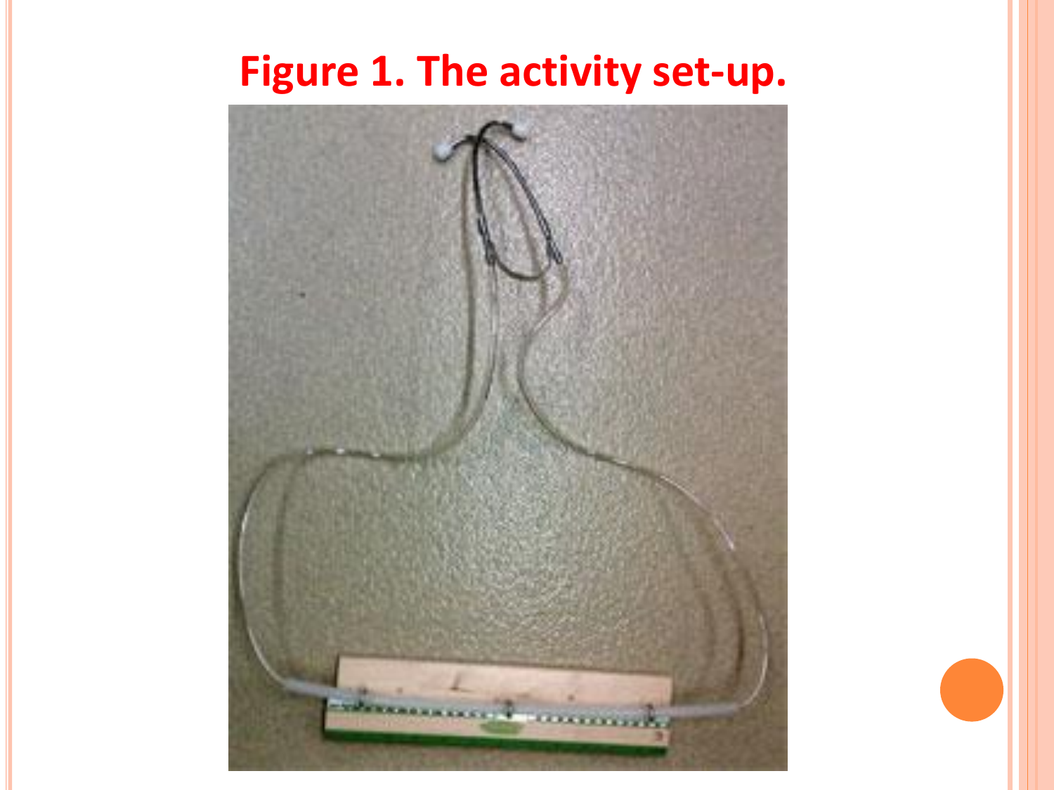# Figure 1. The activity set-up.